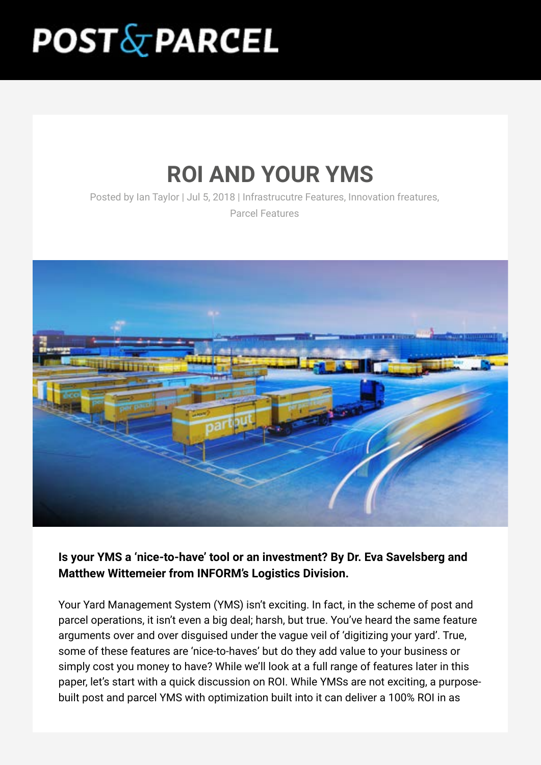POST & PARCEL

# ROI AND YOUR YMS

Posted by Ian Taylor | Jul 5, 2018 | Infrastrucutre Features, Innovation freatures, Parcel Features

**Is your YMS a 'nice-to-have' tool or an investment? By Dr. Eva Savelsberg and Matthew Wittemeier from INFORM's Logistics Division.**

Your Yard Management System (YMS) isn't exciting. In fact, in the scheme of post and parcel operations, it isn't even a big deal; harsh, but true. You've heard the same feature arguments over and over disguised under the vague veil of 'digitizing your yard'. True, some of these features are 'nice-to-haves' but do they add value to your business or simply cost you money to have? While we'll look at a full range of features later in this paper, let's start with a quick discussion on ROI. While YMSs are not exciting, a purpose-built post and parcel YMS with optimization built into it can deliver a 100% ROI in as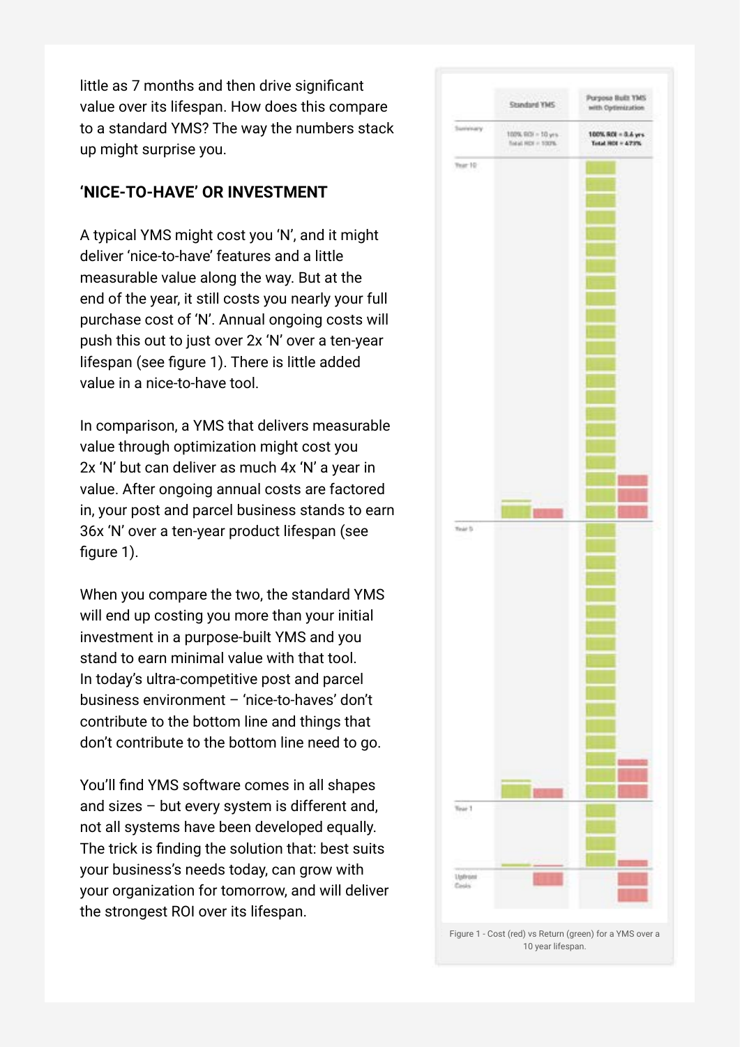little as 7 months and then drive significant value over its lifespan. How does this compare to a standard YMS? The way the numbers stack up might surprise you.

## ‘NICE-TO-HAVE’ OR INVESTMENT

A typical YMS might cost you ‘N’, and it might deliver ‘nice-to-have’ features and a little measurable value along the way. But at the end of the year, it still costs you nearly your full purchase cost of ‘N’. Annual ongoing costs will push this out to just over 2x ‘N’ over a ten-year lifespan (see figure 1). There is little added value in a nice-to-have tool.

In comparison, a YMS that delivers measurable value through optimization might cost you 2x ‘N’ but can deliver as much 4x ‘N’ a year in value. After ongoing annual costs are factored in, your post and parcel business stands to earn 36x ‘N’ over a ten-year product lifespan (see figure 1).

When you compare the two, the standard YMS will end up costing you more than your initial investment in a purpose-built YMS and you stand to earn minimal value with that tool. In today’s ultra-competitive post and parcel business environment – ‘nice-to-haves’ don’t contribute to the bottom line and things that don’t contribute to the bottom line need to go.

You’ll find YMS software comes in all shapes and sizes – but every system is different and, not all systems have been developed equally. The trick is finding the solution that: best suits your business’s needs today, can grow with your organization for tomorrow, and will deliver the strongest ROI over its lifespan.

| | Standard YMS | Purpose Built YMS with Optimization |
|---|---|---|
| Summary | 100% ROI = 10 yrs<br>Total ROI = 100% | 100% ROI = 0.6 yrs<br>Total ROI = 473% |

Figure 1 - Cost (red) vs Return (green) for a YMS over a 10 year lifespan.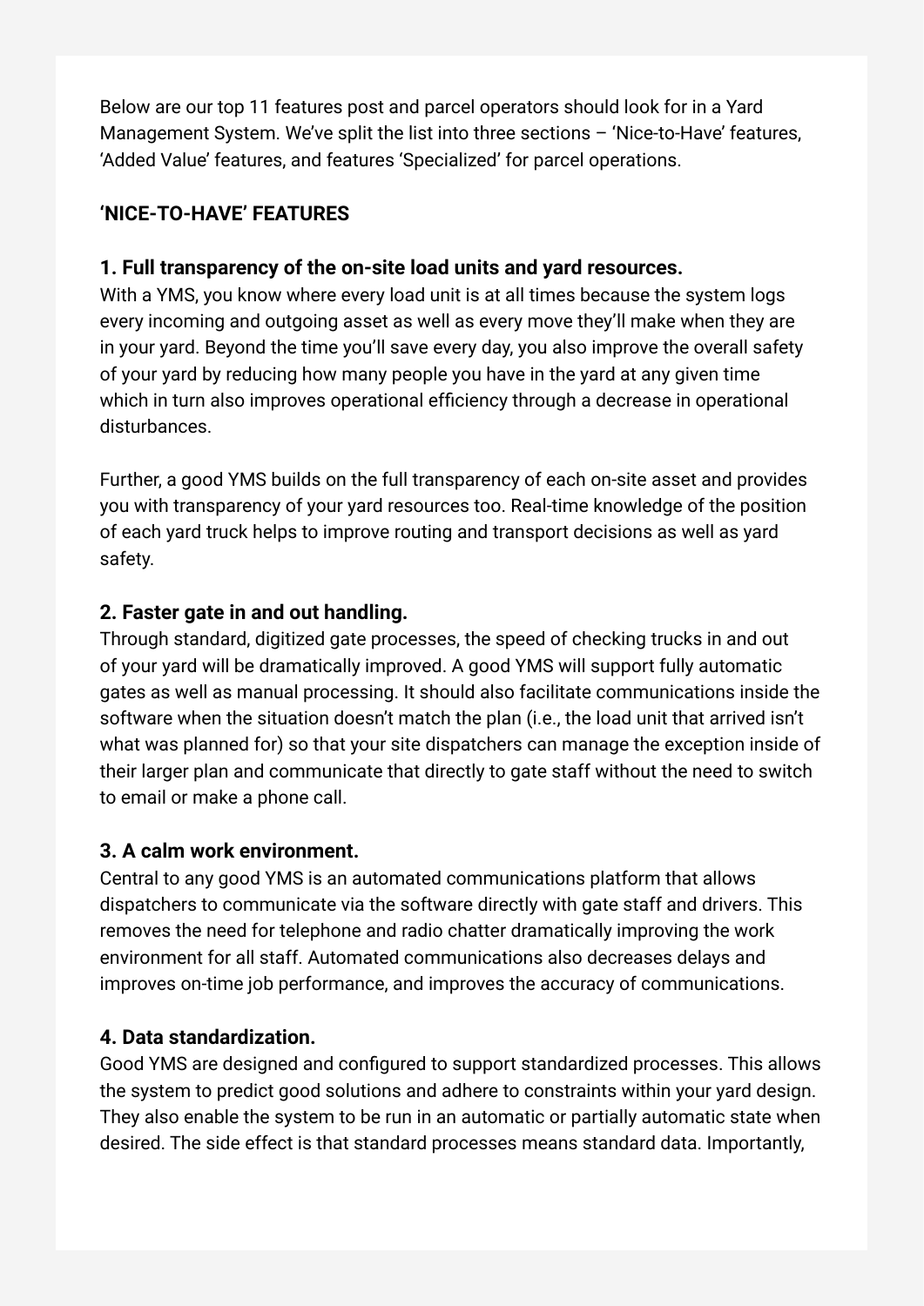Below are our top 11 features post and parcel operators should look for in a Yard Management System. We've split the list into three sections – 'Nice-to-Have' features, 'Added Value' features, and features 'Specialized' for parcel operations.

## 'NICE-TO-HAVE' FEATURES

### 1. Full transparency of the on-site load units and yard resources.

With a YMS, you know where every load unit is at all times because the system logs every incoming and outgoing asset as well as every move they'll make when they are in your yard. Beyond the time you'll save every day, you also improve the overall safety of your yard by reducing how many people you have in the yard at any given time which in turn also improves operational efficiency through a decrease in operational disturbances.

Further, a good YMS builds on the full transparency of each on-site asset and provides you with transparency of your yard resources too. Real-time knowledge of the position of each yard truck helps to improve routing and transport decisions as well as yard safety.

### 2. Faster gate in and out handling.

Through standard, digitized gate processes, the speed of checking trucks in and out of your yard will be dramatically improved. A good YMS will support fully automatic gates as well as manual processing. It should also facilitate communications inside the software when the situation doesn't match the plan (i.e., the load unit that arrived isn't what was planned for) so that your site dispatchers can manage the exception inside of their larger plan and communicate that directly to gate staff without the need to switch to email or make a phone call.

### 3. A calm work environment.

Central to any good YMS is an automated communications platform that allows dispatchers to communicate via the software directly with gate staff and drivers. This removes the need for telephone and radio chatter dramatically improving the work environment for all staff. Automated communications also decreases delays and improves on-time job performance, and improves the accuracy of communications.

### 4. Data standardization.

Good YMS are designed and configured to support standardized processes. This allows the system to predict good solutions and adhere to constraints within your yard design. They also enable the system to be run in an automatic or partially automatic state when desired. The side effect is that standard processes means standard data. Importantly,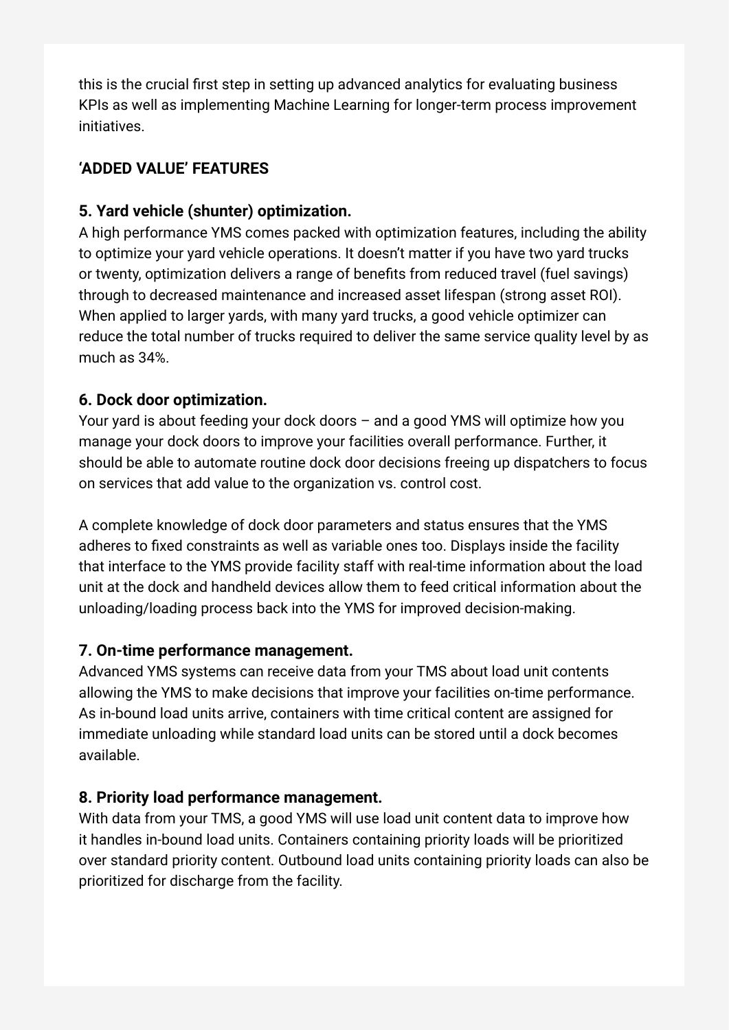this is the crucial first step in setting up advanced analytics for evaluating business KPIs as well as implementing Machine Learning for longer-term process improvement initiatives.

**‘ADDED VALUE’ FEATURES**

**5. Yard vehicle (shunter) optimization.**
A high performance YMS comes packed with optimization features, including the ability to optimize your yard vehicle operations. It doesn’t matter if you have two yard trucks or twenty, optimization delivers a range of benefits from reduced travel (fuel savings) through to decreased maintenance and increased asset lifespan (strong asset ROI). When applied to larger yards, with many yard trucks, a good vehicle optimizer can reduce the total number of trucks required to deliver the same service quality level by as much as 34%.

**6. Dock door optimization.**
Your yard is about feeding your dock doors – and a good YMS will optimize how you manage your dock doors to improve your facilities overall performance. Further, it should be able to automate routine dock door decisions freeing up dispatchers to focus on services that add value to the organization vs. control cost.

A complete knowledge of dock door parameters and status ensures that the YMS adheres to fixed constraints as well as variable ones too. Displays inside the facility that interface to the YMS provide facility staff with real-time information about the load unit at the dock and handheld devices allow them to feed critical information about the unloading/loading process back into the YMS for improved decision-making.

**7. On-time performance management.**
Advanced YMS systems can receive data from your TMS about load unit contents allowing the YMS to make decisions that improve your facilities on-time performance. As in-bound load units arrive, containers with time critical content are assigned for immediate unloading while standard load units can be stored until a dock becomes available.

**8. Priority load performance management.**
With data from your TMS, a good YMS will use load unit content data to improve how it handles in-bound load units. Containers containing priority loads will be prioritized over standard priority content. Outbound load units containing priority loads can also be prioritized for discharge from the facility.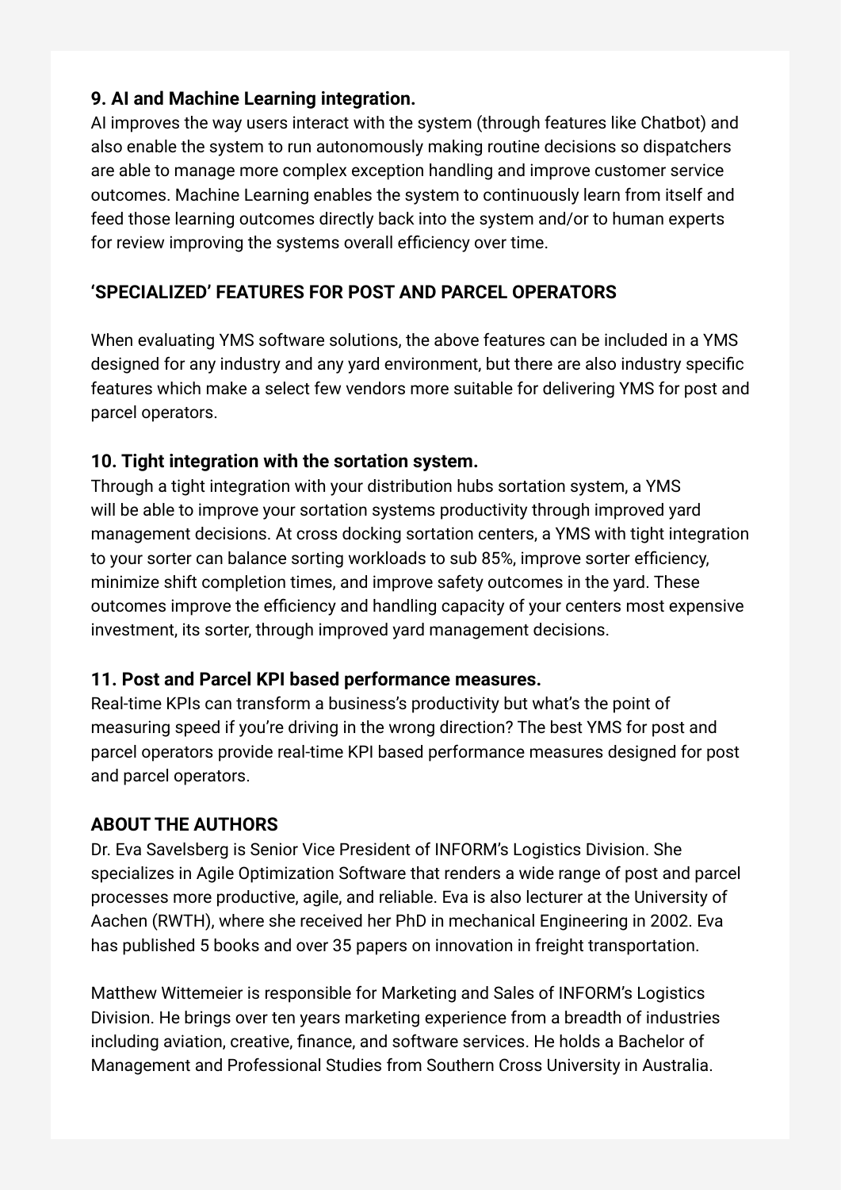### 9. AI and Machine Learning integration.

AI improves the way users interact with the system (through features like Chatbot) and also enable the system to run autonomously making routine decisions so dispatchers are able to manage more complex exception handling and improve customer service outcomes. Machine Learning enables the system to continuously learn from itself and feed those learning outcomes directly back into the system and/or to human experts for review improving the systems overall efficiency over time.

## 'SPECIALIZED' FEATURES FOR POST AND PARCEL OPERATORS

When evaluating YMS software solutions, the above features can be included in a YMS designed for any industry and any yard environment, but there are also industry specific features which make a select few vendors more suitable for delivering YMS for post and parcel operators.

### 10. Tight integration with the sortation system.

Through a tight integration with your distribution hubs sortation system, a YMS will be able to improve your sortation systems productivity through improved yard management decisions. At cross docking sortation centers, a YMS with tight integration to your sorter can balance sorting workloads to sub 85%, improve sorter efficiency, minimize shift completion times, and improve safety outcomes in the yard. These outcomes improve the efficiency and handling capacity of your centers most expensive investment, its sorter, through improved yard management decisions.

### 11. Post and Parcel KPI based performance measures.

Real-time KPIs can transform a business's productivity but what's the point of measuring speed if you're driving in the wrong direction? The best YMS for post and parcel operators provide real-time KPI based performance measures designed for post and parcel operators.

## ABOUT THE AUTHORS

Dr. Eva Savelsberg is Senior Vice President of INFORM's Logistics Division. She specializes in Agile Optimization Software that renders a wide range of post and parcel processes more productive, agile, and reliable. Eva is also lecturer at the University of Aachen (RWTH), where she received her PhD in mechanical Engineering in 2002. Eva has published 5 books and over 35 papers on innovation in freight transportation.

Matthew Wittemeier is responsible for Marketing and Sales of INFORM's Logistics Division. He brings over ten years marketing experience from a breadth of industries including aviation, creative, finance, and software services. He holds a Bachelor of Management and Professional Studies from Southern Cross University in Australia.